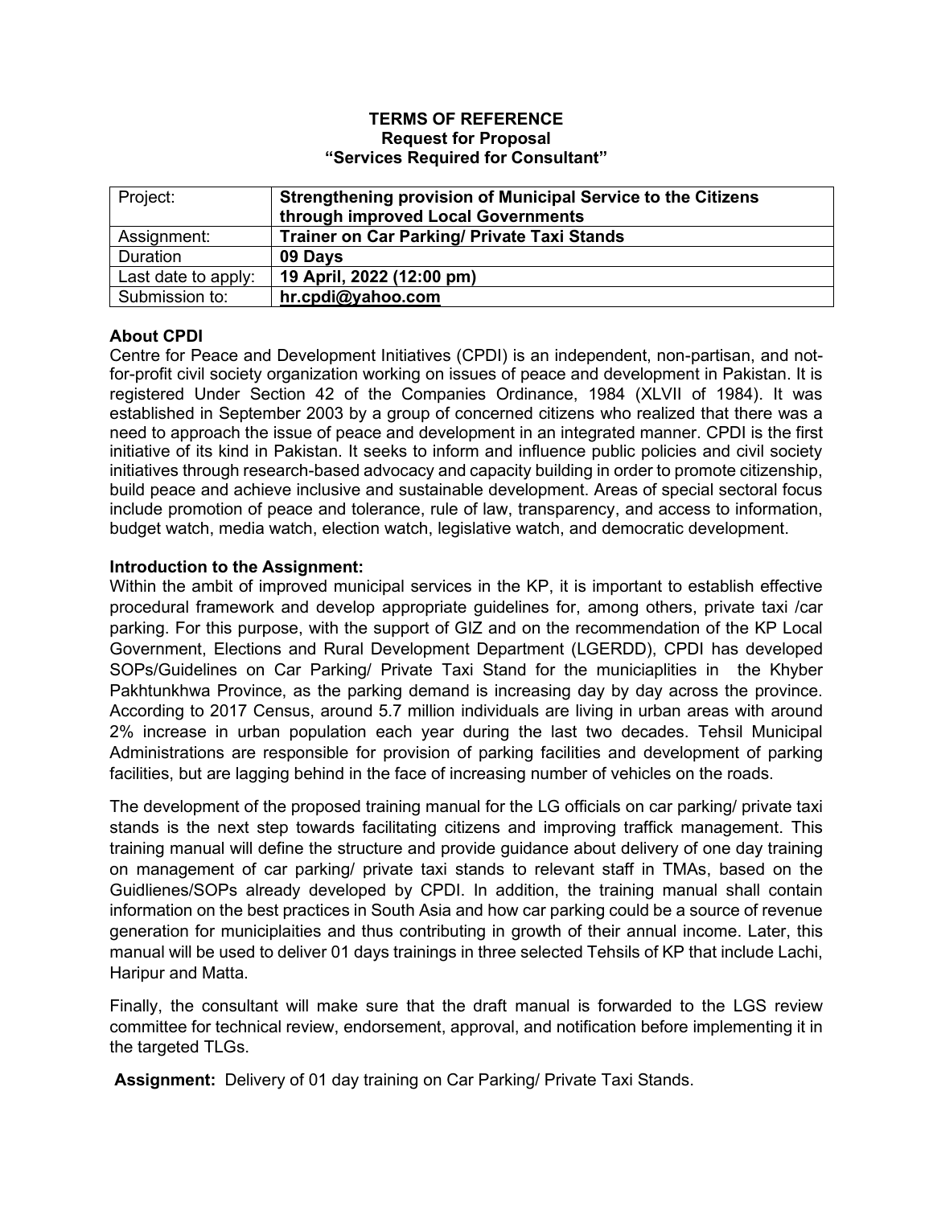**TERMS OF REFERENCE**
**Request for Proposal**
**"Services Required for Consultant"**

| Project: | **Strengthening provision of Municipal Service to the Citizens through improved Local Governments** |
|---|---|
| Assignment: | **Trainer on Car Parking/ Private Taxi Stands** |
| Duration | **09 Days** |
| Last date to apply: | **19 April, 2022 (12:00 pm)** |
| Submission to: | **hr.cpdi@yahoo.com** |

**About CPDI**

Centre for Peace and Development Initiatives (CPDI) is an independent, non-partisan, and not-for-profit civil society organization working on issues of peace and development in Pakistan. It is registered Under Section 42 of the Companies Ordinance, 1984 (XLVII of 1984). It was established in September 2003 by a group of concerned citizens who realized that there was a need to approach the issue of peace and development in an integrated manner. CPDI is the first initiative of its kind in Pakistan. It seeks to inform and influence public policies and civil society initiatives through research-based advocacy and capacity building in order to promote citizenship, build peace and achieve inclusive and sustainable development. Areas of special sectoral focus include promotion of peace and tolerance, rule of law, transparency, and access to information, budget watch, media watch, election watch, legislative watch, and democratic development.

**Introduction to the Assignment:**

Within the ambit of improved municipal services in the KP, it is important to establish effective procedural framework and develop appropriate guidelines for, among others, private taxi /car parking. For this purpose, with the support of GIZ and on the recommendation of the KP Local Government, Elections and Rural Development Department (LGERDD), CPDI has developed SOPs/Guidelines on Car Parking/ Private Taxi Stand for the municiaplities in the Khyber Pakhtunkhwa Province, as the parking demand is increasing day by day across the province. According to 2017 Census, around 5.7 million individuals are living in urban areas with around 2% increase in urban population each year during the last two decades. Tehsil Municipal Administrations are responsible for provision of parking facilities and development of parking facilities, but are lagging behind in the face of increasing number of vehicles on the roads.

The development of the proposed training manual for the LG officials on car parking/ private taxi stands is the next step towards facilitating citizens and improving traffick management. This training manual will define the structure and provide guidance about delivery of one day training on management of car parking/ private taxi stands to relevant staff in TMAs, based on the Guidlienes/SOPs already developed by CPDI. In addition, the training manual shall contain information on the best practices in South Asia and how car parking could be a source of revenue generation for municiplaities and thus contributing in growth of their annual income. Later, this manual will be used to deliver 01 days trainings in three selected Tehsils of KP that include Lachi, Haripur and Matta.

Finally, the consultant will make sure that the draft manual is forwarded to the LGS review committee for technical review, endorsement, approval, and notification before implementing it in the targeted TLGs.

**Assignment:** Delivery of 01 day training on Car Parking/ Private Taxi Stands.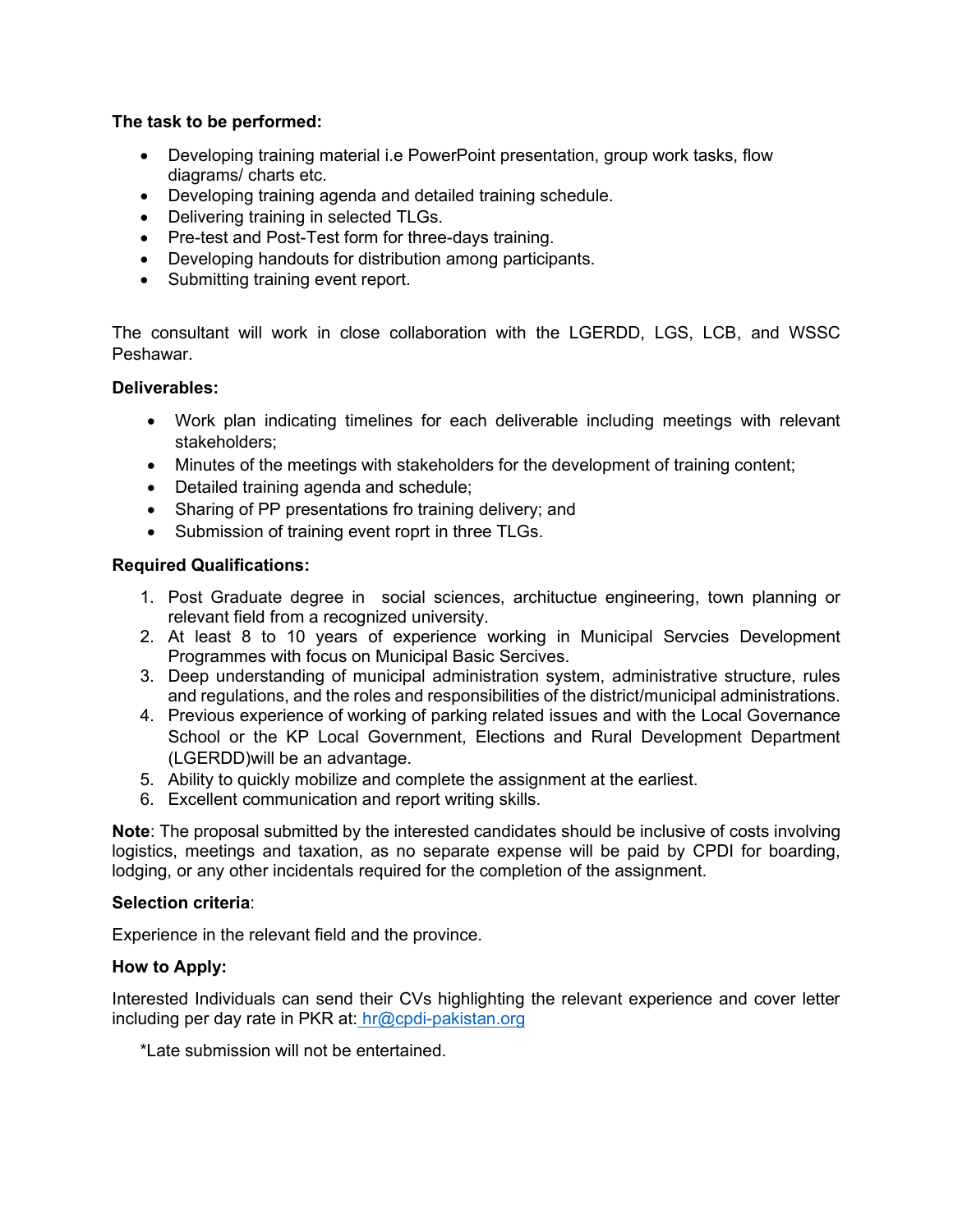**The task to be performed:**

- Developing training material i.e PowerPoint presentation, group work tasks, flow diagrams/ charts etc.
- Developing training agenda and detailed training schedule.
- Delivering training in selected TLGs.
- Pre-test and Post-Test form for three-days training.
- Developing handouts for distribution among participants.
- Submitting training event report.

The consultant will work in close collaboration with the LGERDD, LGS, LCB, and WSSC Peshawar.

**Deliverables:**

- Work plan indicating timelines for each deliverable including meetings with relevant stakeholders;
- Minutes of the meetings with stakeholders for the development of training content;
- Detailed training agenda and schedule;
- Sharing of PP presentations fro training delivery; and
- Submission of training event roprt in three TLGs.

**Required Qualifications:**

1. Post Graduate degree in social sciences, archituctue engineering, town planning or relevant field from a recognized university.
2. At least 8 to 10 years of experience working in Municipal Servcies Development Programmes with focus on Municipal Basic Sercives.
3. Deep understanding of municipal administration system, administrative structure, rules and regulations, and the roles and responsibilities of the district/municipal administrations.
4. Previous experience of working of parking related issues and with the Local Governance School or the KP Local Government, Elections and Rural Development Department (LGERDD)will be an advantage.
5. Ability to quickly mobilize and complete the assignment at the earliest.
6. Excellent communication and report writing skills.

**Note**: The proposal submitted by the interested candidates should be inclusive of costs involving logistics, meetings and taxation, as no separate expense will be paid by CPDI for boarding, lodging, or any other incidentals required for the completion of the assignment.

**Selection criteria**:

Experience in the relevant field and the province.

**How to Apply:**

Interested Individuals can send their CVs highlighting the relevant experience and cover letter including per day rate in PKR at: hr@cpdi-pakistan.org

*Late submission will not be entertained.